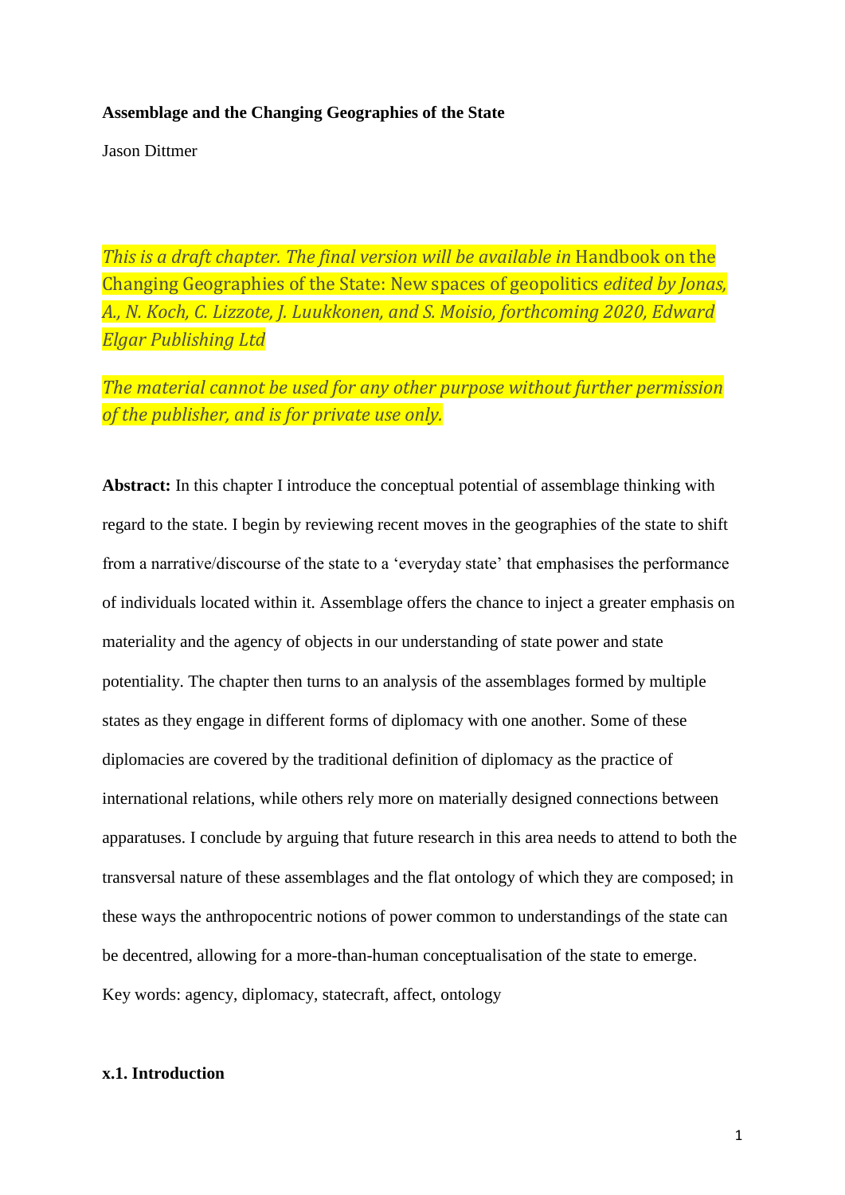**Assemblage and the Changing Geographies of the State**

Jason Dittmer

*This is a draft chapter. The final version will be available in* Handbook on the Changing Geographies of the State: New spaces of geopolitics *edited by Jonas, A., N. Koch, C. Lizzote, J. Luukkonen, and S. Moisio, forthcoming 2020, Edward Elgar Publishing Ltd*

*The material cannot be used for any other purpose without further permission of the publisher, and is for private use only.*

**Abstract:** In this chapter I introduce the conceptual potential of assemblage thinking with regard to the state. I begin by reviewing recent moves in the geographies of the state to shift from a narrative/discourse of the state to a 'everyday state' that emphasises the performance of individuals located within it. Assemblage offers the chance to inject a greater emphasis on materiality and the agency of objects in our understanding of state power and state potentiality. The chapter then turns to an analysis of the assemblages formed by multiple states as they engage in different forms of diplomacy with one another. Some of these diplomacies are covered by the traditional definition of diplomacy as the practice of international relations, while others rely more on materially designed connections between apparatuses. I conclude by arguing that future research in this area needs to attend to both the transversal nature of these assemblages and the flat ontology of which they are composed; in these ways the anthropocentric notions of power common to understandings of the state can be decentred, allowing for a more-than-human conceptualisation of the state to emerge.

Key words: agency, diplomacy, statecraft, affect, ontology

## x.1. Introduction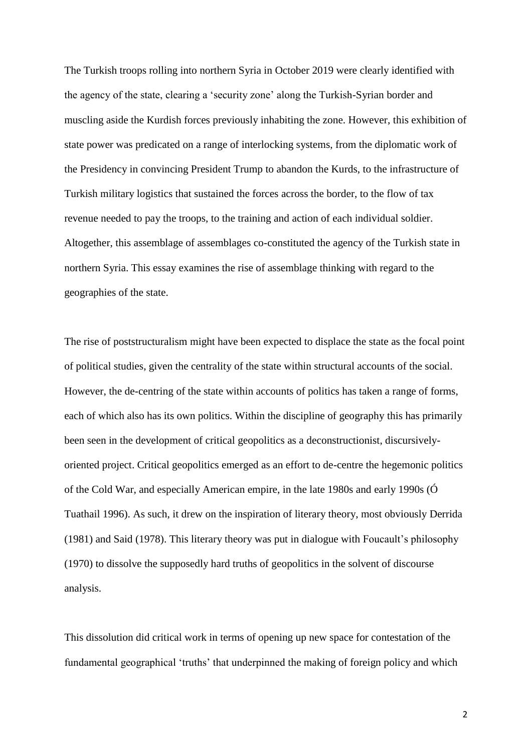The Turkish troops rolling into northern Syria in October 2019 were clearly identified with the agency of the state, clearing a 'security zone' along the Turkish-Syrian border and muscling aside the Kurdish forces previously inhabiting the zone. However, this exhibition of state power was predicated on a range of interlocking systems, from the diplomatic work of the Presidency in convincing President Trump to abandon the Kurds, to the infrastructure of Turkish military logistics that sustained the forces across the border, to the flow of tax revenue needed to pay the troops, to the training and action of each individual soldier. Altogether, this assemblage of assemblages co-constituted the agency of the Turkish state in northern Syria. This essay examines the rise of assemblage thinking with regard to the geographies of the state.

The rise of poststructuralism might have been expected to displace the state as the focal point of political studies, given the centrality of the state within structural accounts of the social. However, the de-centring of the state within accounts of politics has taken a range of forms, each of which also has its own politics. Within the discipline of geography this has primarily been seen in the development of critical geopolitics as a deconstructionist, discursively-oriented project. Critical geopolitics emerged as an effort to de-centre the hegemonic politics of the Cold War, and especially American empire, in the late 1980s and early 1990s (Ó Tuathail 1996). As such, it drew on the inspiration of literary theory, most obviously Derrida (1981) and Said (1978). This literary theory was put in dialogue with Foucault's philosophy (1970) to dissolve the supposedly hard truths of geopolitics in the solvent of discourse analysis.

This dissolution did critical work in terms of opening up new space for contestation of the fundamental geographical 'truths' that underpinned the making of foreign policy and which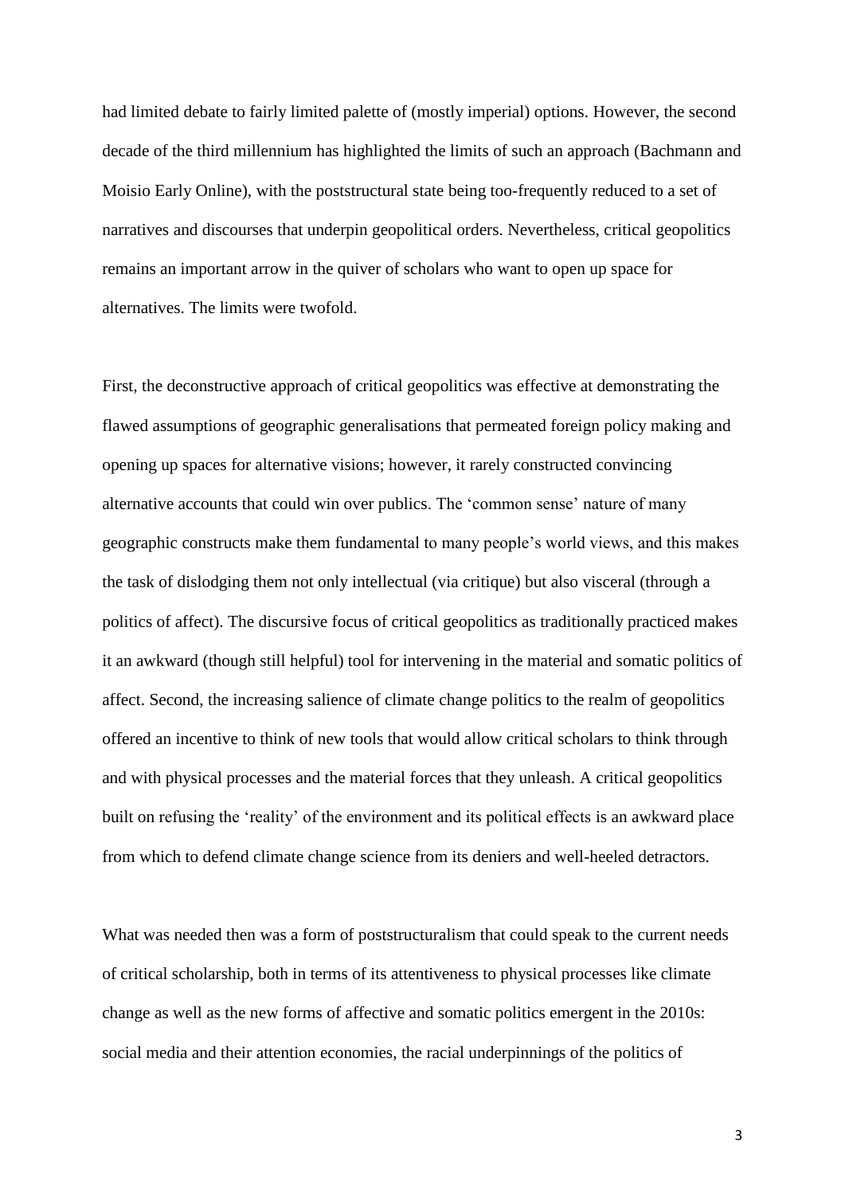had limited debate to fairly limited palette of (mostly imperial) options. However, the second decade of the third millennium has highlighted the limits of such an approach (Bachmann and Moisio Early Online), with the poststructural state being too-frequently reduced to a set of narratives and discourses that underpin geopolitical orders. Nevertheless, critical geopolitics remains an important arrow in the quiver of scholars who want to open up space for alternatives. The limits were twofold.

First, the deconstructive approach of critical geopolitics was effective at demonstrating the flawed assumptions of geographic generalisations that permeated foreign policy making and opening up spaces for alternative visions; however, it rarely constructed convincing alternative accounts that could win over publics. The 'common sense' nature of many geographic constructs make them fundamental to many people's world views, and this makes the task of dislodging them not only intellectual (via critique) but also visceral (through a politics of affect). The discursive focus of critical geopolitics as traditionally practiced makes it an awkward (though still helpful) tool for intervening in the material and somatic politics of affect. Second, the increasing salience of climate change politics to the realm of geopolitics offered an incentive to think of new tools that would allow critical scholars to think through and with physical processes and the material forces that they unleash. A critical geopolitics built on refusing the 'reality' of the environment and its political effects is an awkward place from which to defend climate change science from its deniers and well-heeled detractors.

What was needed then was a form of poststructuralism that could speak to the current needs of critical scholarship, both in terms of its attentiveness to physical processes like climate change as well as the new forms of affective and somatic politics emergent in the 2010s: social media and their attention economies, the racial underpinnings of the politics of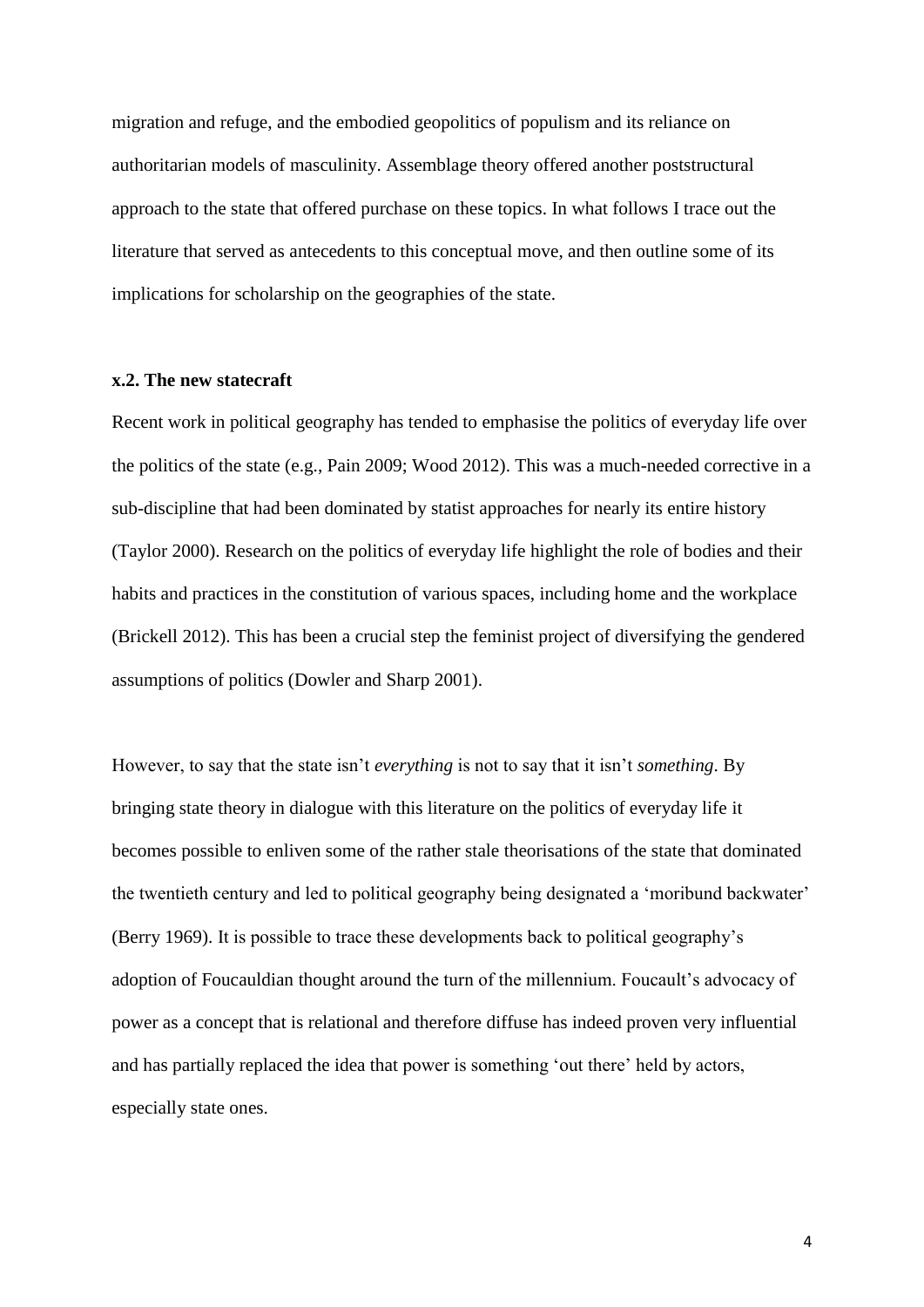migration and refuge, and the embodied geopolitics of populism and its reliance on authoritarian models of masculinity. Assemblage theory offered another poststructural approach to the state that offered purchase on these topics. In what follows I trace out the literature that served as antecedents to this conceptual move, and then outline some of its implications for scholarship on the geographies of the state.

### x.2. The new statecraft

Recent work in political geography has tended to emphasise the politics of everyday life over the politics of the state (e.g., Pain 2009; Wood 2012). This was a much-needed corrective in a sub-discipline that had been dominated by statist approaches for nearly its entire history (Taylor 2000). Research on the politics of everyday life highlight the role of bodies and their habits and practices in the constitution of various spaces, including home and the workplace (Brickell 2012). This has been a crucial step the feminist project of diversifying the gendered assumptions of politics (Dowler and Sharp 2001).

However, to say that the state isn't *everything* is not to say that it isn't *something*. By bringing state theory in dialogue with this literature on the politics of everyday life it becomes possible to enliven some of the rather stale theorisations of the state that dominated the twentieth century and led to political geography being designated a 'moribund backwater' (Berry 1969). It is possible to trace these developments back to political geography's adoption of Foucauldian thought around the turn of the millennium. Foucault's advocacy of power as a concept that is relational and therefore diffuse has indeed proven very influential and has partially replaced the idea that power is something 'out there' held by actors, especially state ones.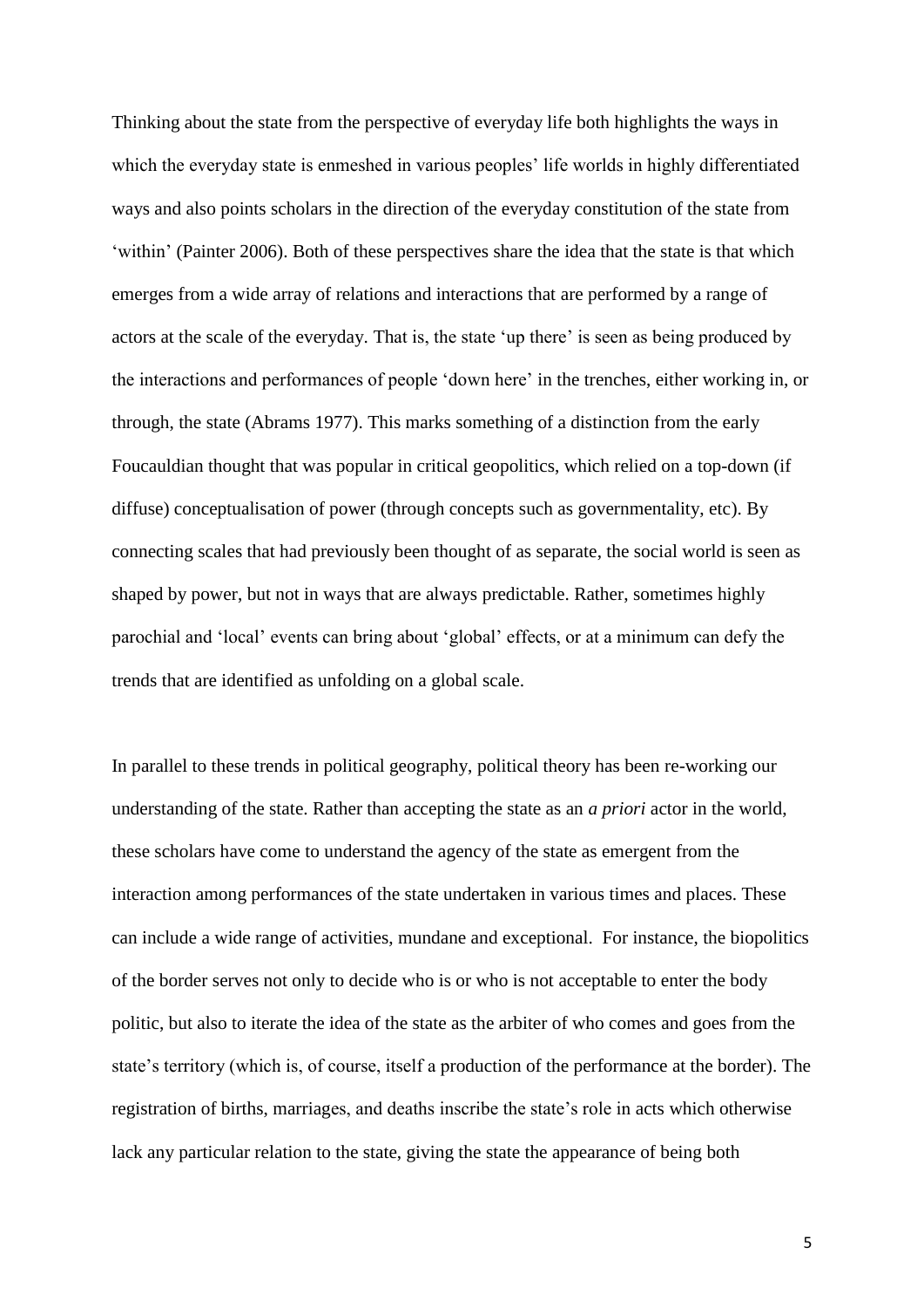Thinking about the state from the perspective of everyday life both highlights the ways in which the everyday state is enmeshed in various peoples' life worlds in highly differentiated ways and also points scholars in the direction of the everyday constitution of the state from 'within' (Painter 2006). Both of these perspectives share the idea that the state is that which emerges from a wide array of relations and interactions that are performed by a range of actors at the scale of the everyday. That is, the state 'up there' is seen as being produced by the interactions and performances of people 'down here' in the trenches, either working in, or through, the state (Abrams 1977). This marks something of a distinction from the early Foucauldian thought that was popular in critical geopolitics, which relied on a top-down (if diffuse) conceptualisation of power (through concepts such as governmentality, etc). By connecting scales that had previously been thought of as separate, the social world is seen as shaped by power, but not in ways that are always predictable. Rather, sometimes highly parochial and 'local' events can bring about 'global' effects, or at a minimum can defy the trends that are identified as unfolding on a global scale.

In parallel to these trends in political geography, political theory has been re-working our understanding of the state. Rather than accepting the state as an *a priori* actor in the world, these scholars have come to understand the agency of the state as emergent from the interaction among performances of the state undertaken in various times and places. These can include a wide range of activities, mundane and exceptional. For instance, the biopolitics of the border serves not only to decide who is or who is not acceptable to enter the body politic, but also to iterate the idea of the state as the arbiter of who comes and goes from the state's territory (which is, of course, itself a production of the performance at the border). The registration of births, marriages, and deaths inscribe the state's role in acts which otherwise lack any particular relation to the state, giving the state the appearance of being both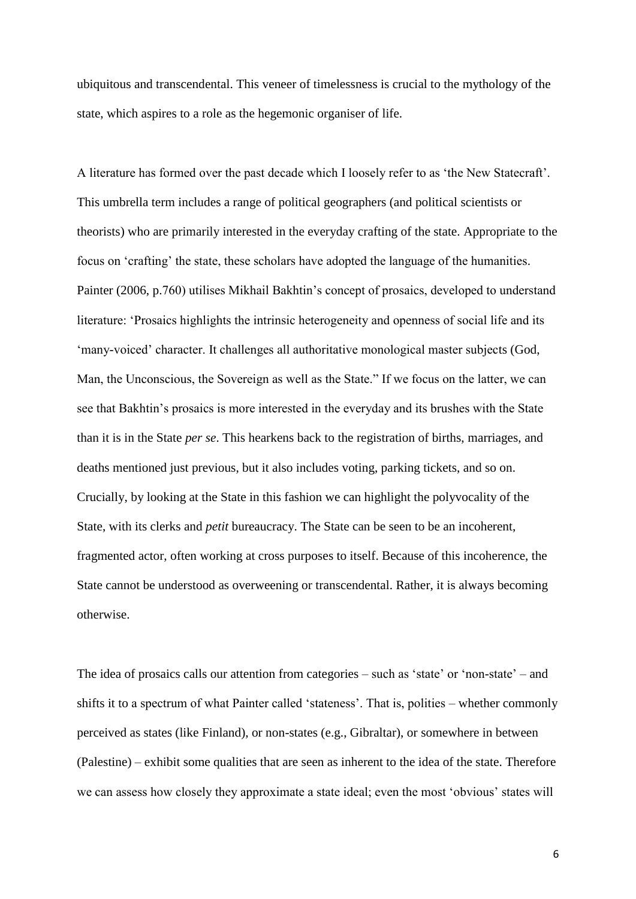ubiquitous and transcendental. This veneer of timelessness is crucial to the mythology of the state, which aspires to a role as the hegemonic organiser of life.

A literature has formed over the past decade which I loosely refer to as 'the New Statecraft'. This umbrella term includes a range of political geographers (and political scientists or theorists) who are primarily interested in the everyday crafting of the state. Appropriate to the focus on 'crafting' the state, these scholars have adopted the language of the humanities. Painter (2006, p.760) utilises Mikhail Bakhtin's concept of prosaics, developed to understand literature: 'Prosaics highlights the intrinsic heterogeneity and openness of social life and its 'many-voiced' character. It challenges all authoritative monological master subjects (God, Man, the Unconscious, the Sovereign as well as the State." If we focus on the latter, we can see that Bakhtin's prosaics is more interested in the everyday and its brushes with the State than it is in the State *per se*. This hearkens back to the registration of births, marriages, and deaths mentioned just previous, but it also includes voting, parking tickets, and so on. Crucially, by looking at the State in this fashion we can highlight the polyvocality of the State, with its clerks and *petit* bureaucracy. The State can be seen to be an incoherent, fragmented actor, often working at cross purposes to itself. Because of this incoherence, the State cannot be understood as overweening or transcendental. Rather, it is always becoming otherwise.

The idea of prosaics calls our attention from categories – such as 'state' or 'non-state' – and shifts it to a spectrum of what Painter called 'stateness'. That is, polities – whether commonly perceived as states (like Finland), or non-states (e.g., Gibraltar), or somewhere in between (Palestine) – exhibit some qualities that are seen as inherent to the idea of the state. Therefore we can assess how closely they approximate a state ideal; even the most 'obvious' states will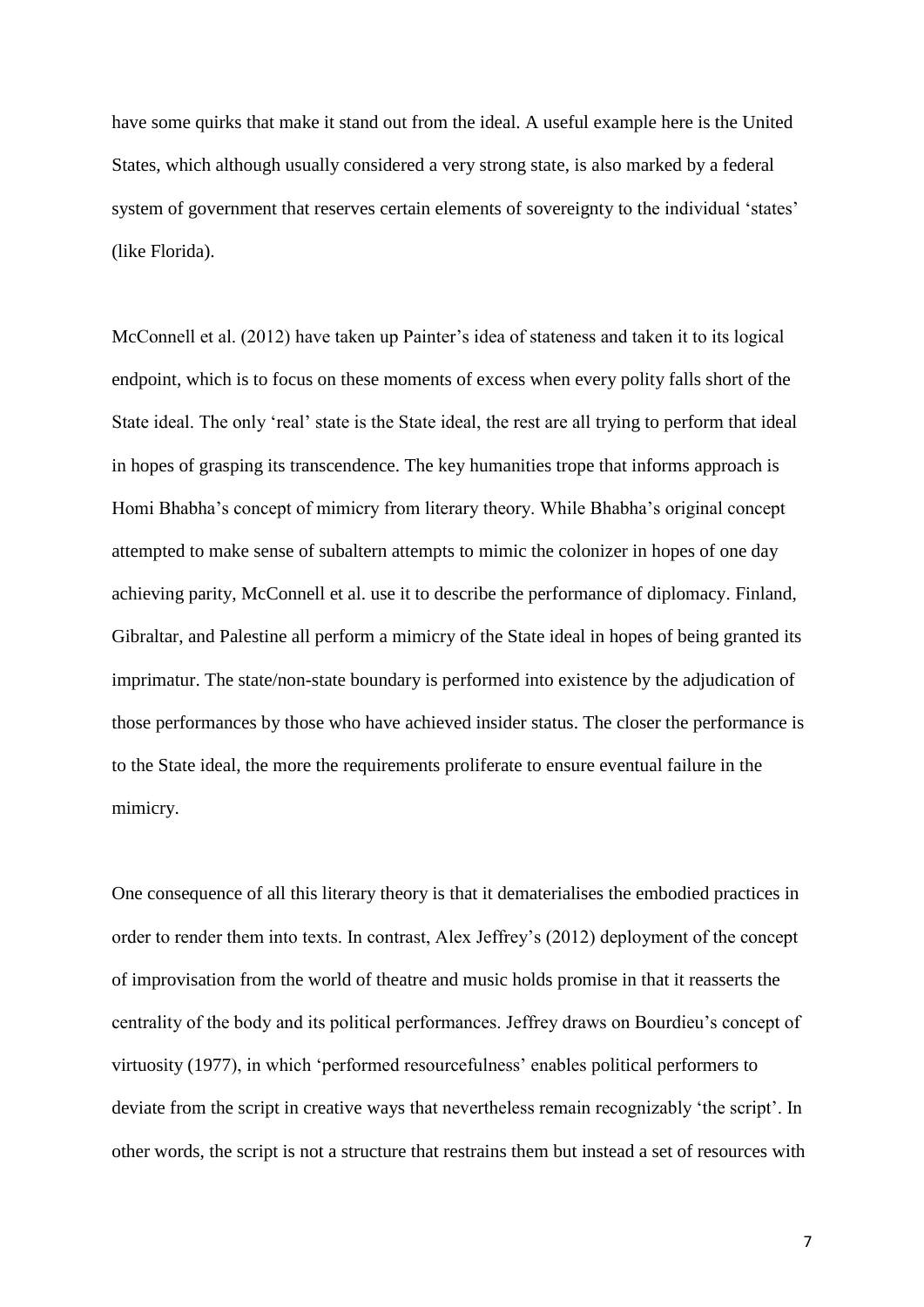have some quirks that make it stand out from the ideal. A useful example here is the United States, which although usually considered a very strong state, is also marked by a federal system of government that reserves certain elements of sovereignty to the individual 'states' (like Florida).

McConnell et al. (2012) have taken up Painter's idea of stateness and taken it to its logical endpoint, which is to focus on these moments of excess when every polity falls short of the State ideal. The only 'real' state is the State ideal, the rest are all trying to perform that ideal in hopes of grasping its transcendence. The key humanities trope that informs approach is Homi Bhabha's concept of mimicry from literary theory. While Bhabha's original concept attempted to make sense of subaltern attempts to mimic the colonizer in hopes of one day achieving parity, McConnell et al. use it to describe the performance of diplomacy. Finland, Gibraltar, and Palestine all perform a mimicry of the State ideal in hopes of being granted its imprimatur. The state/non-state boundary is performed into existence by the adjudication of those performances by those who have achieved insider status. The closer the performance is to the State ideal, the more the requirements proliferate to ensure eventual failure in the mimicry.

One consequence of all this literary theory is that it dematerialises the embodied practices in order to render them into texts. In contrast, Alex Jeffrey's (2012) deployment of the concept of improvisation from the world of theatre and music holds promise in that it reasserts the centrality of the body and its political performances. Jeffrey draws on Bourdieu's concept of virtuosity (1977), in which 'performed resourcefulness' enables political performers to deviate from the script in creative ways that nevertheless remain recognizably 'the script'. In other words, the script is not a structure that restrains them but instead a set of resources with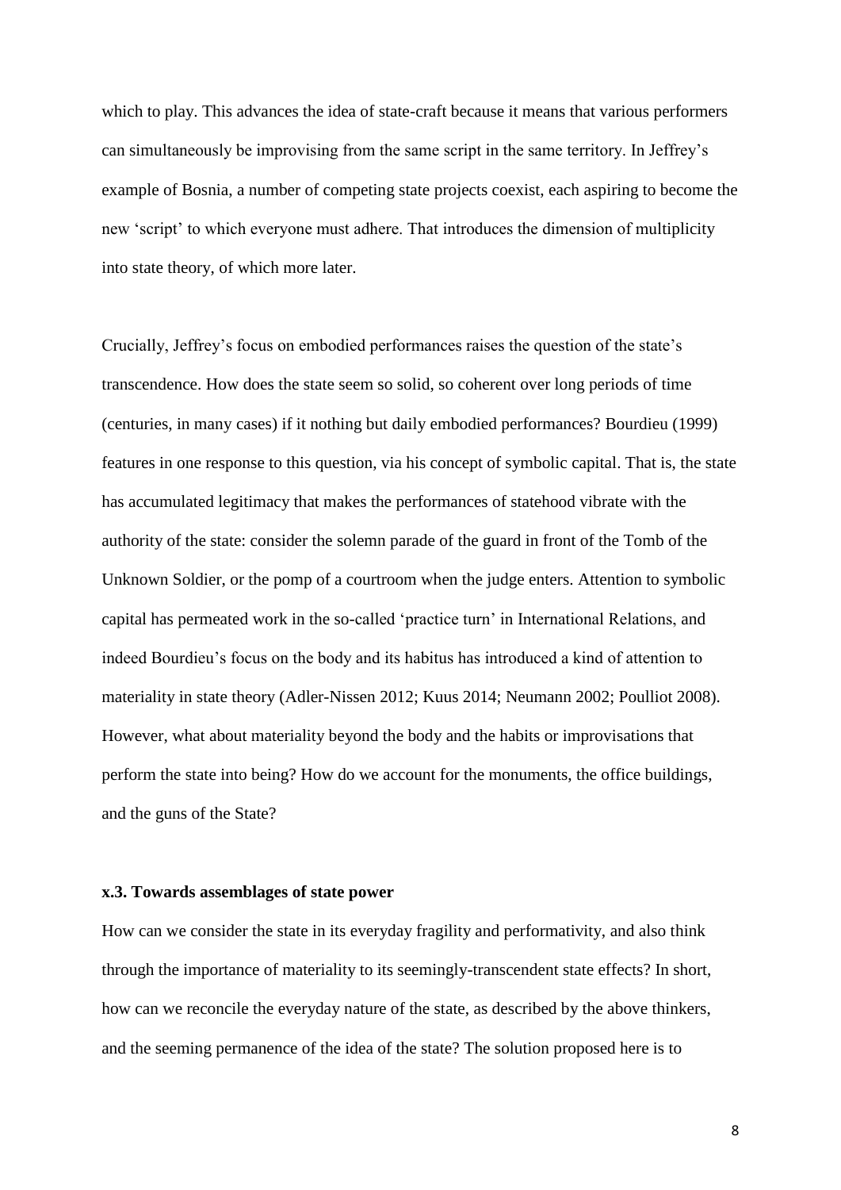which to play. This advances the idea of state-craft because it means that various performers can simultaneously be improvising from the same script in the same territory. In Jeffrey's example of Bosnia, a number of competing state projects coexist, each aspiring to become the new 'script' to which everyone must adhere. That introduces the dimension of multiplicity into state theory, of which more later.

Crucially, Jeffrey's focus on embodied performances raises the question of the state's transcendence. How does the state seem so solid, so coherent over long periods of time (centuries, in many cases) if it nothing but daily embodied performances? Bourdieu (1999) features in one response to this question, via his concept of symbolic capital. That is, the state has accumulated legitimacy that makes the performances of statehood vibrate with the authority of the state: consider the solemn parade of the guard in front of the Tomb of the Unknown Soldier, or the pomp of a courtroom when the judge enters. Attention to symbolic capital has permeated work in the so-called 'practice turn' in International Relations, and indeed Bourdieu's focus on the body and its habitus has introduced a kind of attention to materiality in state theory (Adler-Nissen 2012; Kuus 2014; Neumann 2002; Poulliot 2008). However, what about materiality beyond the body and the habits or improvisations that perform the state into being? How do we account for the monuments, the office buildings, and the guns of the State?

### x.3. Towards assemblages of state power

How can we consider the state in its everyday fragility and performativity, and also think through the importance of materiality to its seemingly-transcendent state effects? In short, how can we reconcile the everyday nature of the state, as described by the above thinkers, and the seeming permanence of the idea of the state? The solution proposed here is to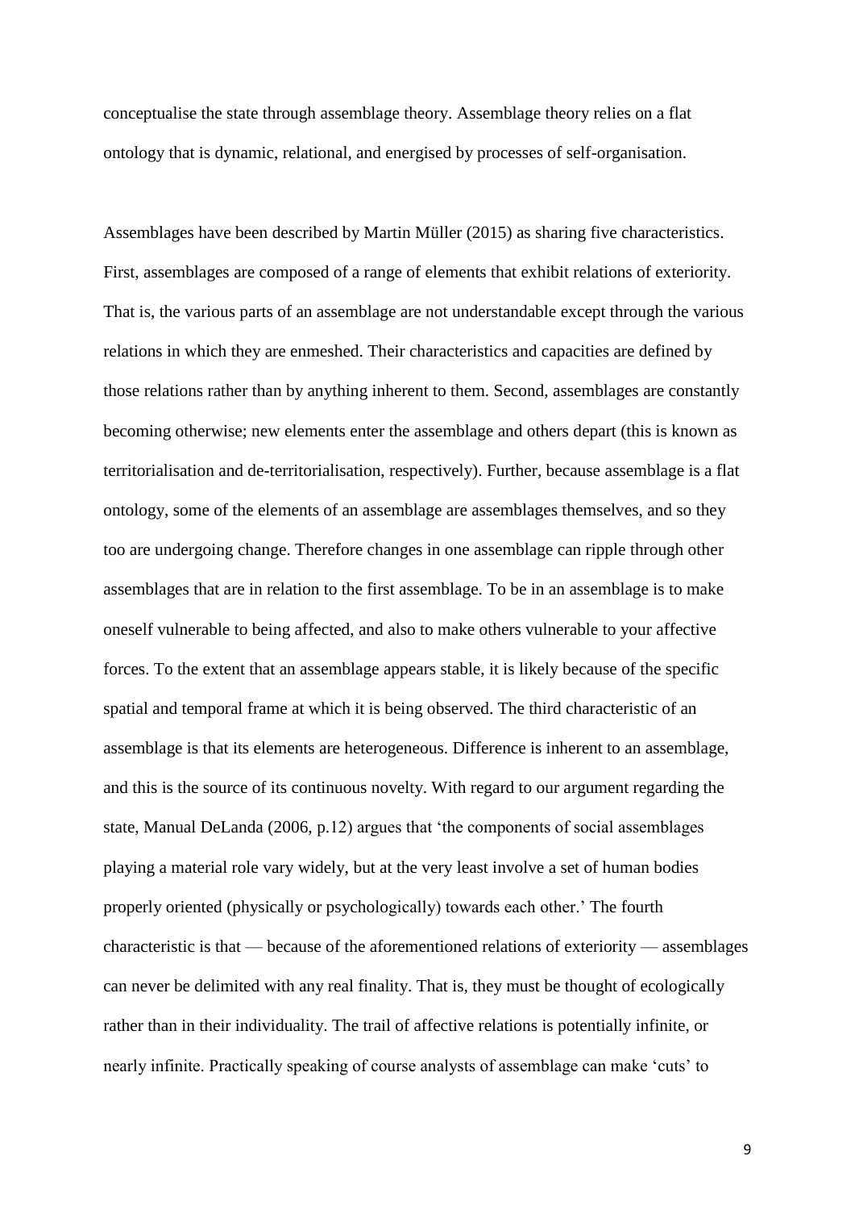conceptualise the state through assemblage theory. Assemblage theory relies on a flat ontology that is dynamic, relational, and energised by processes of self-organisation.

Assemblages have been described by Martin Müller (2015) as sharing five characteristics. First, assemblages are composed of a range of elements that exhibit relations of exteriority. That is, the various parts of an assemblage are not understandable except through the various relations in which they are enmeshed. Their characteristics and capacities are defined by those relations rather than by anything inherent to them. Second, assemblages are constantly becoming otherwise; new elements enter the assemblage and others depart (this is known as territorialisation and de-territorialisation, respectively). Further, because assemblage is a flat ontology, some of the elements of an assemblage are assemblages themselves, and so they too are undergoing change. Therefore changes in one assemblage can ripple through other assemblages that are in relation to the first assemblage. To be in an assemblage is to make oneself vulnerable to being affected, and also to make others vulnerable to your affective forces. To the extent that an assemblage appears stable, it is likely because of the specific spatial and temporal frame at which it is being observed. The third characteristic of an assemblage is that its elements are heterogeneous. Difference is inherent to an assemblage, and this is the source of its continuous novelty. With regard to our argument regarding the state, Manual DeLanda (2006, p.12) argues that 'the components of social assemblages playing a material role vary widely, but at the very least involve a set of human bodies properly oriented (physically or psychologically) towards each other.' The fourth characteristic is that — because of the aforementioned relations of exteriority — assemblages can never be delimited with any real finality. That is, they must be thought of ecologically rather than in their individuality. The trail of affective relations is potentially infinite, or nearly infinite. Practically speaking of course analysts of assemblage can make 'cuts' to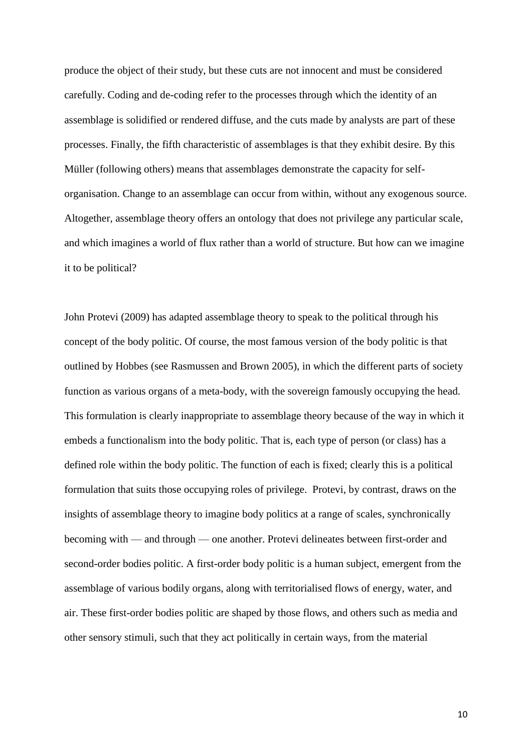produce the object of their study, but these cuts are not innocent and must be considered carefully. Coding and de-coding refer to the processes through which the identity of an assemblage is solidified or rendered diffuse, and the cuts made by analysts are part of these processes. Finally, the fifth characteristic of assemblages is that they exhibit desire. By this Müller (following others) means that assemblages demonstrate the capacity for self-organisation. Change to an assemblage can occur from within, without any exogenous source. Altogether, assemblage theory offers an ontology that does not privilege any particular scale, and which imagines a world of flux rather than a world of structure. But how can we imagine it to be political?

John Protevi (2009) has adapted assemblage theory to speak to the political through his concept of the body politic. Of course, the most famous version of the body politic is that outlined by Hobbes (see Rasmussen and Brown 2005), in which the different parts of society function as various organs of a meta-body, with the sovereign famously occupying the head. This formulation is clearly inappropriate to assemblage theory because of the way in which it embeds a functionalism into the body politic. That is, each type of person (or class) has a defined role within the body politic. The function of each is fixed; clearly this is a political formulation that suits those occupying roles of privilege. Protevi, by contrast, draws on the insights of assemblage theory to imagine body politics at a range of scales, synchronically becoming with — and through — one another. Protevi delineates between first-order and second-order bodies politic. A first-order body politic is a human subject, emergent from the assemblage of various bodily organs, along with territorialised flows of energy, water, and air. These first-order bodies politic are shaped by those flows, and others such as media and other sensory stimuli, such that they act politically in certain ways, from the material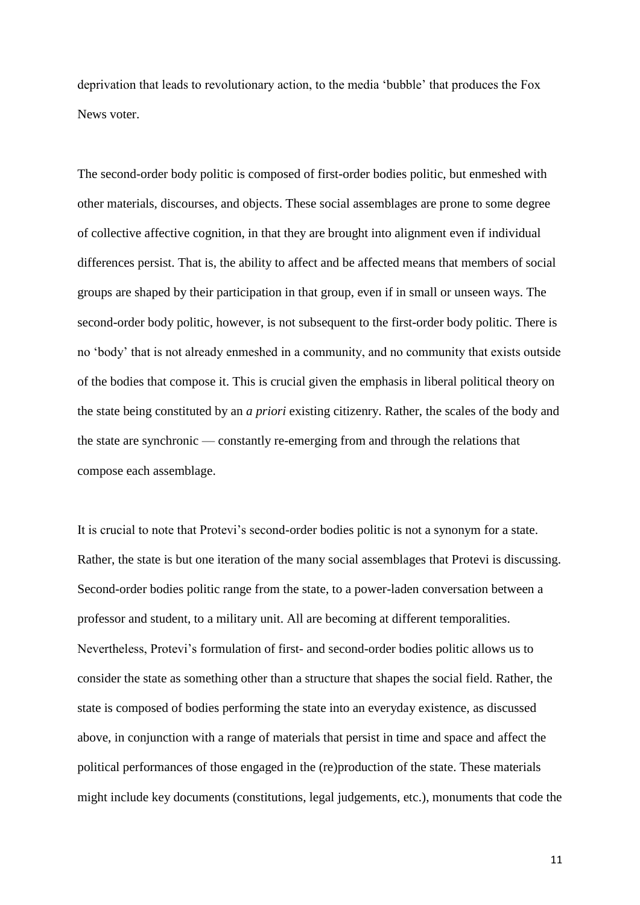deprivation that leads to revolutionary action, to the media 'bubble' that produces the Fox News voter.

The second-order body politic is composed of first-order bodies politic, but enmeshed with other materials, discourses, and objects. These social assemblages are prone to some degree of collective affective cognition, in that they are brought into alignment even if individual differences persist. That is, the ability to affect and be affected means that members of social groups are shaped by their participation in that group, even if in small or unseen ways. The second-order body politic, however, is not subsequent to the first-order body politic. There is no 'body' that is not already enmeshed in a community, and no community that exists outside of the bodies that compose it. This is crucial given the emphasis in liberal political theory on the state being constituted by an *a priori* existing citizenry. Rather, the scales of the body and the state are synchronic — constantly re-emerging from and through the relations that compose each assemblage.

It is crucial to note that Protevi's second-order bodies politic is not a synonym for a state. Rather, the state is but one iteration of the many social assemblages that Protevi is discussing. Second-order bodies politic range from the state, to a power-laden conversation between a professor and student, to a military unit. All are becoming at different temporalities. Nevertheless, Protevi's formulation of first- and second-order bodies politic allows us to consider the state as something other than a structure that shapes the social field. Rather, the state is composed of bodies performing the state into an everyday existence, as discussed above, in conjunction with a range of materials that persist in time and space and affect the political performances of those engaged in the (re)production of the state. These materials might include key documents (constitutions, legal judgements, etc.), monuments that code the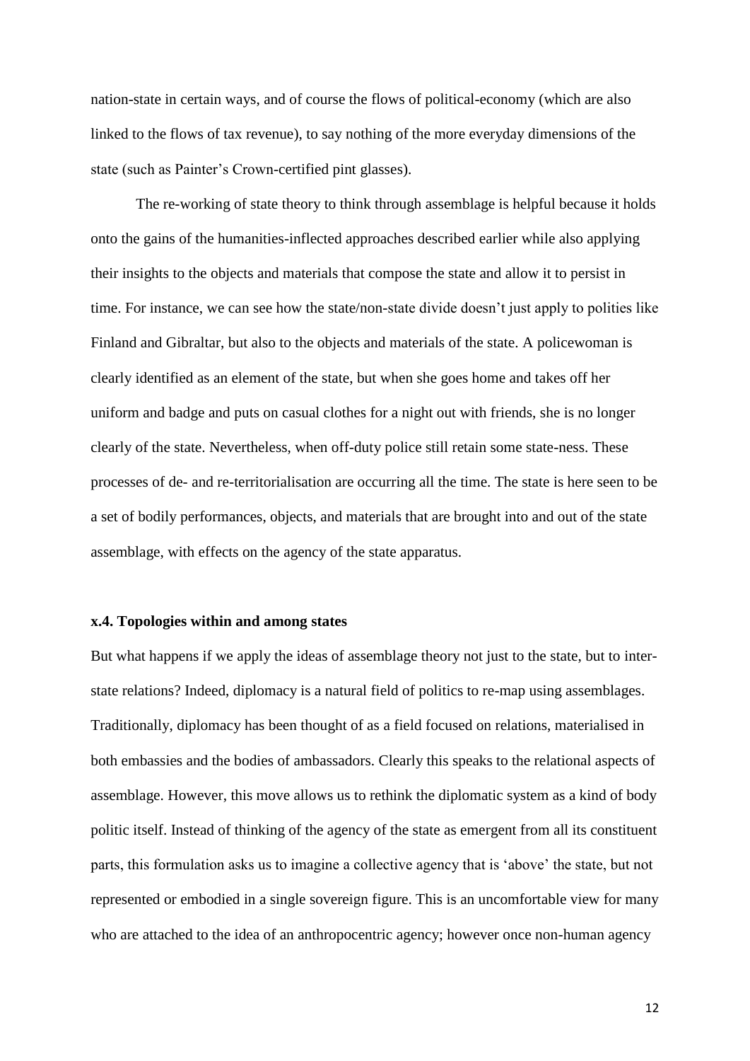nation-state in certain ways, and of course the flows of political-economy (which are also linked to the flows of tax revenue), to say nothing of the more everyday dimensions of the state (such as Painter's Crown-certified pint glasses).

The re-working of state theory to think through assemblage is helpful because it holds onto the gains of the humanities-inflected approaches described earlier while also applying their insights to the objects and materials that compose the state and allow it to persist in time. For instance, we can see how the state/non-state divide doesn't just apply to polities like Finland and Gibraltar, but also to the objects and materials of the state. A policewoman is clearly identified as an element of the state, but when she goes home and takes off her uniform and badge and puts on casual clothes for a night out with friends, she is no longer clearly of the state. Nevertheless, when off-duty police still retain some state-ness. These processes of de- and re-territorialisation are occurring all the time. The state is here seen to be a set of bodily performances, objects, and materials that are brought into and out of the state assemblage, with effects on the agency of the state apparatus.

### x.4. Topologies within and among states

But what happens if we apply the ideas of assemblage theory not just to the state, but to inter-state relations? Indeed, diplomacy is a natural field of politics to re-map using assemblages. Traditionally, diplomacy has been thought of as a field focused on relations, materialised in both embassies and the bodies of ambassadors. Clearly this speaks to the relational aspects of assemblage. However, this move allows us to rethink the diplomatic system as a kind of body politic itself. Instead of thinking of the agency of the state as emergent from all its constituent parts, this formulation asks us to imagine a collective agency that is 'above' the state, but not represented or embodied in a single sovereign figure. This is an uncomfortable view for many who are attached to the idea of an anthropocentric agency; however once non-human agency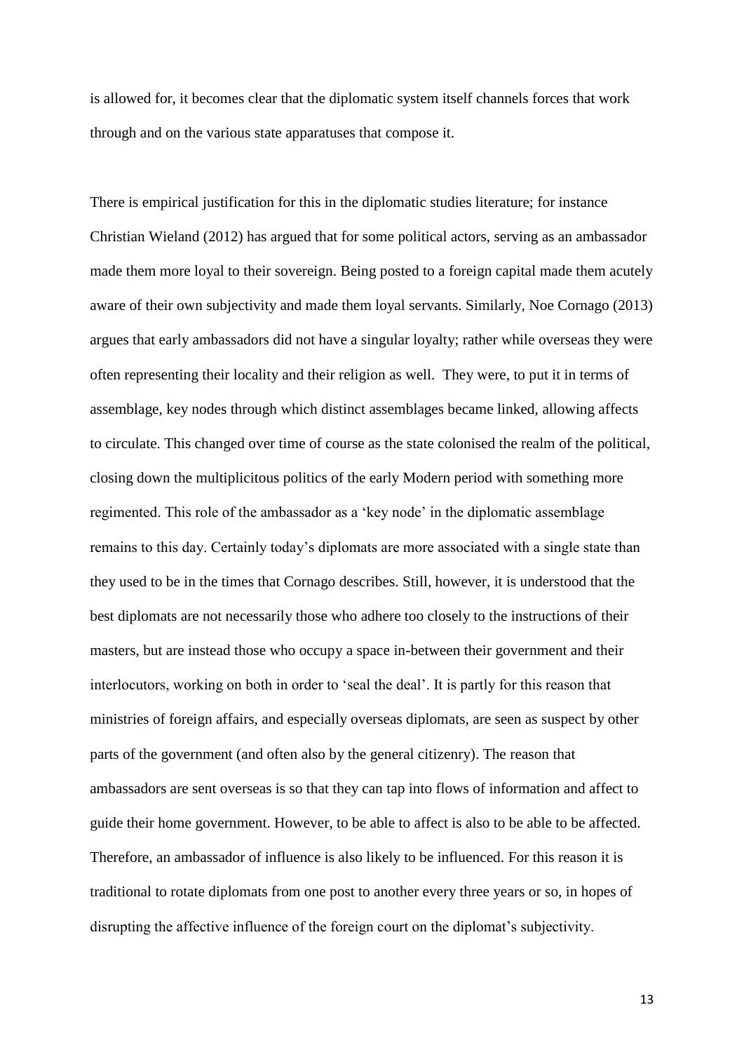is allowed for, it becomes clear that the diplomatic system itself channels forces that work through and on the various state apparatuses that compose it.

There is empirical justification for this in the diplomatic studies literature; for instance Christian Wieland (2012) has argued that for some political actors, serving as an ambassador made them more loyal to their sovereign. Being posted to a foreign capital made them acutely aware of their own subjectivity and made them loyal servants. Similarly, Noe Cornago (2013) argues that early ambassadors did not have a singular loyalty; rather while overseas they were often representing their locality and their religion as well. They were, to put it in terms of assemblage, key nodes through which distinct assemblages became linked, allowing affects to circulate. This changed over time of course as the state colonised the realm of the political, closing down the multiplicitous politics of the early Modern period with something more regimented. This role of the ambassador as a 'key node' in the diplomatic assemblage remains to this day. Certainly today's diplomats are more associated with a single state than they used to be in the times that Cornago describes. Still, however, it is understood that the best diplomats are not necessarily those who adhere too closely to the instructions of their masters, but are instead those who occupy a space in-between their government and their interlocutors, working on both in order to 'seal the deal'. It is partly for this reason that ministries of foreign affairs, and especially overseas diplomats, are seen as suspect by other parts of the government (and often also by the general citizenry). The reason that ambassadors are sent overseas is so that they can tap into flows of information and affect to guide their home government. However, to be able to affect is also to be able to be affected. Therefore, an ambassador of influence is also likely to be influenced. For this reason it is traditional to rotate diplomats from one post to another every three years or so, in hopes of disrupting the affective influence of the foreign court on the diplomat's subjectivity.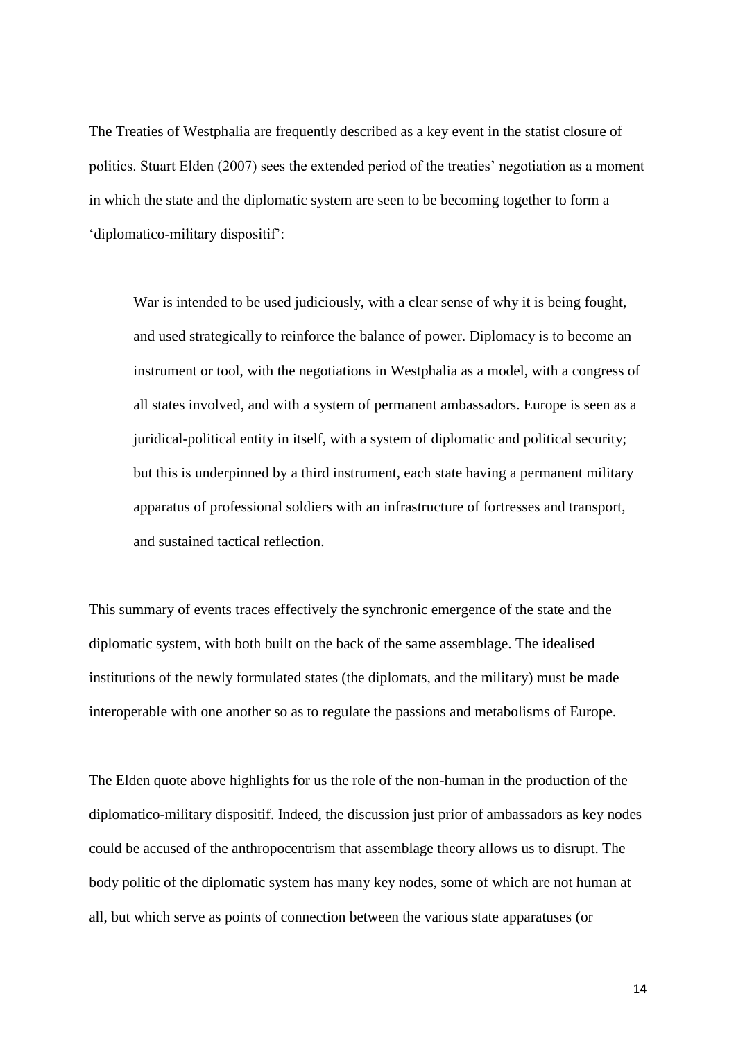The Treaties of Westphalia are frequently described as a key event in the statist closure of politics. Stuart Elden (2007) sees the extended period of the treaties' negotiation as a moment in which the state and the diplomatic system are seen to be becoming together to form a 'diplomatico-military dispositif':

> War is intended to be used judiciously, with a clear sense of why it is being fought, and used strategically to reinforce the balance of power. Diplomacy is to become an instrument or tool, with the negotiations in Westphalia as a model, with a congress of all states involved, and with a system of permanent ambassadors. Europe is seen as a juridical-political entity in itself, with a system of diplomatic and political security; but this is underpinned by a third instrument, each state having a permanent military apparatus of professional soldiers with an infrastructure of fortresses and transport, and sustained tactical reflection.

This summary of events traces effectively the synchronic emergence of the state and the diplomatic system, with both built on the back of the same assemblage. The idealised institutions of the newly formulated states (the diplomats, and the military) must be made interoperable with one another so as to regulate the passions and metabolisms of Europe.

The Elden quote above highlights for us the role of the non-human in the production of the diplomatico-military dispositif. Indeed, the discussion just prior of ambassadors as key nodes could be accused of the anthropocentrism that assemblage theory allows us to disrupt. The body politic of the diplomatic system has many key nodes, some of which are not human at all, but which serve as points of connection between the various state apparatuses (or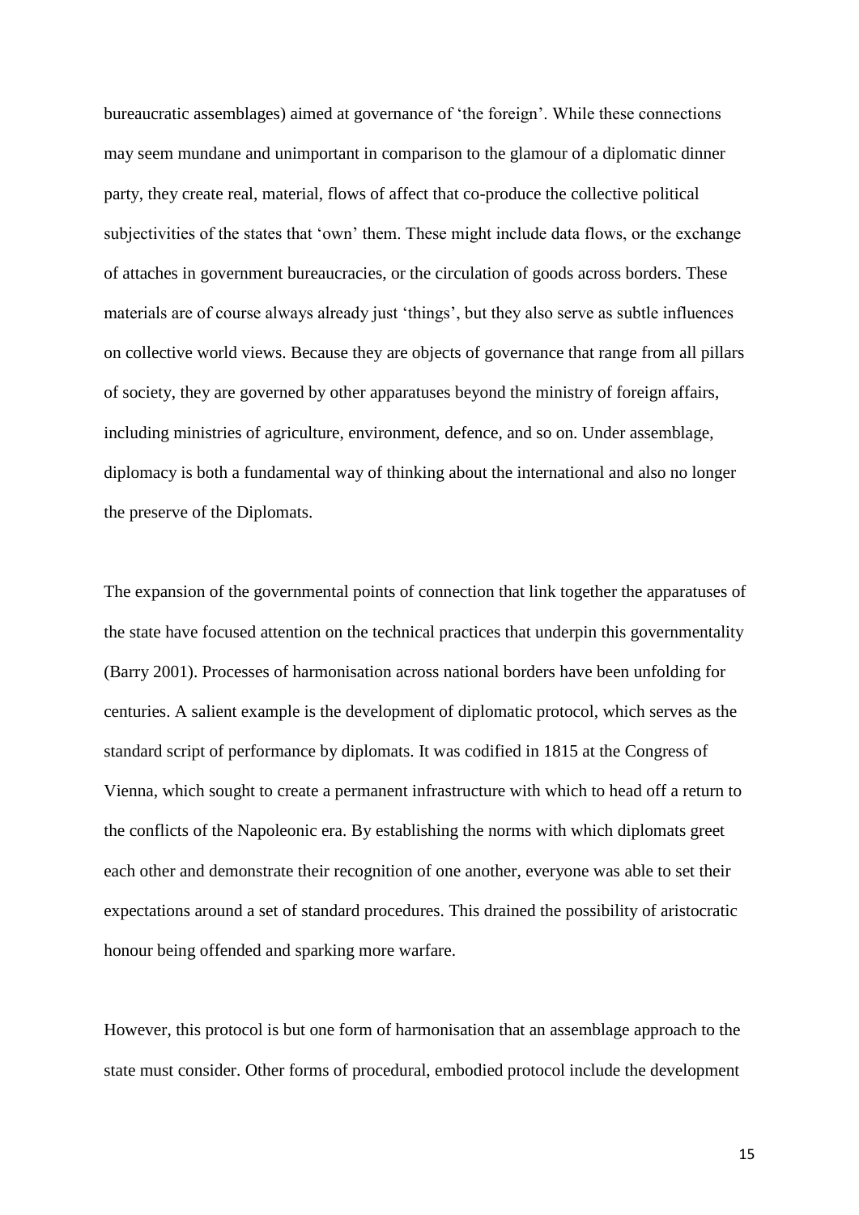bureaucratic assemblages) aimed at governance of 'the foreign'. While these connections may seem mundane and unimportant in comparison to the glamour of a diplomatic dinner party, they create real, material, flows of affect that co-produce the collective political subjectivities of the states that 'own' them. These might include data flows, or the exchange of attaches in government bureaucracies, or the circulation of goods across borders. These materials are of course always already just 'things', but they also serve as subtle influences on collective world views. Because they are objects of governance that range from all pillars of society, they are governed by other apparatuses beyond the ministry of foreign affairs, including ministries of agriculture, environment, defence, and so on. Under assemblage, diplomacy is both a fundamental way of thinking about the international and also no longer the preserve of the Diplomats.

The expansion of the governmental points of connection that link together the apparatuses of the state have focused attention on the technical practices that underpin this governmentality (Barry 2001). Processes of harmonisation across national borders have been unfolding for centuries. A salient example is the development of diplomatic protocol, which serves as the standard script of performance by diplomats. It was codified in 1815 at the Congress of Vienna, which sought to create a permanent infrastructure with which to head off a return to the conflicts of the Napoleonic era. By establishing the norms with which diplomats greet each other and demonstrate their recognition of one another, everyone was able to set their expectations around a set of standard procedures. This drained the possibility of aristocratic honour being offended and sparking more warfare.

However, this protocol is but one form of harmonisation that an assemblage approach to the state must consider. Other forms of procedural, embodied protocol include the development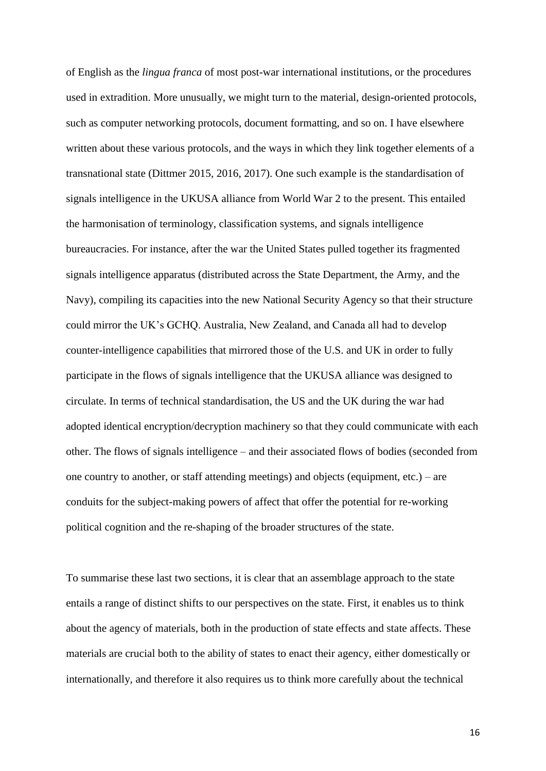of English as the *lingua franca* of most post-war international institutions, or the procedures used in extradition. More unusually, we might turn to the material, design-oriented protocols, such as computer networking protocols, document formatting, and so on. I have elsewhere written about these various protocols, and the ways in which they link together elements of a transnational state (Dittmer 2015, 2016, 2017). One such example is the standardisation of signals intelligence in the UKUSA alliance from World War 2 to the present. This entailed the harmonisation of terminology, classification systems, and signals intelligence bureaucracies. For instance, after the war the United States pulled together its fragmented signals intelligence apparatus (distributed across the State Department, the Army, and the Navy), compiling its capacities into the new National Security Agency so that their structure could mirror the UK's GCHQ. Australia, New Zealand, and Canada all had to develop counter-intelligence capabilities that mirrored those of the U.S. and UK in order to fully participate in the flows of signals intelligence that the UKUSA alliance was designed to circulate. In terms of technical standardisation, the US and the UK during the war had adopted identical encryption/decryption machinery so that they could communicate with each other. The flows of signals intelligence – and their associated flows of bodies (seconded from one country to another, or staff attending meetings) and objects (equipment, etc.) – are conduits for the subject-making powers of affect that offer the potential for re-working political cognition and the re-shaping of the broader structures of the state.

To summarise these last two sections, it is clear that an assemblage approach to the state entails a range of distinct shifts to our perspectives on the state. First, it enables us to think about the agency of materials, both in the production of state effects and state affects. These materials are crucial both to the ability of states to enact their agency, either domestically or internationally, and therefore it also requires us to think more carefully about the technical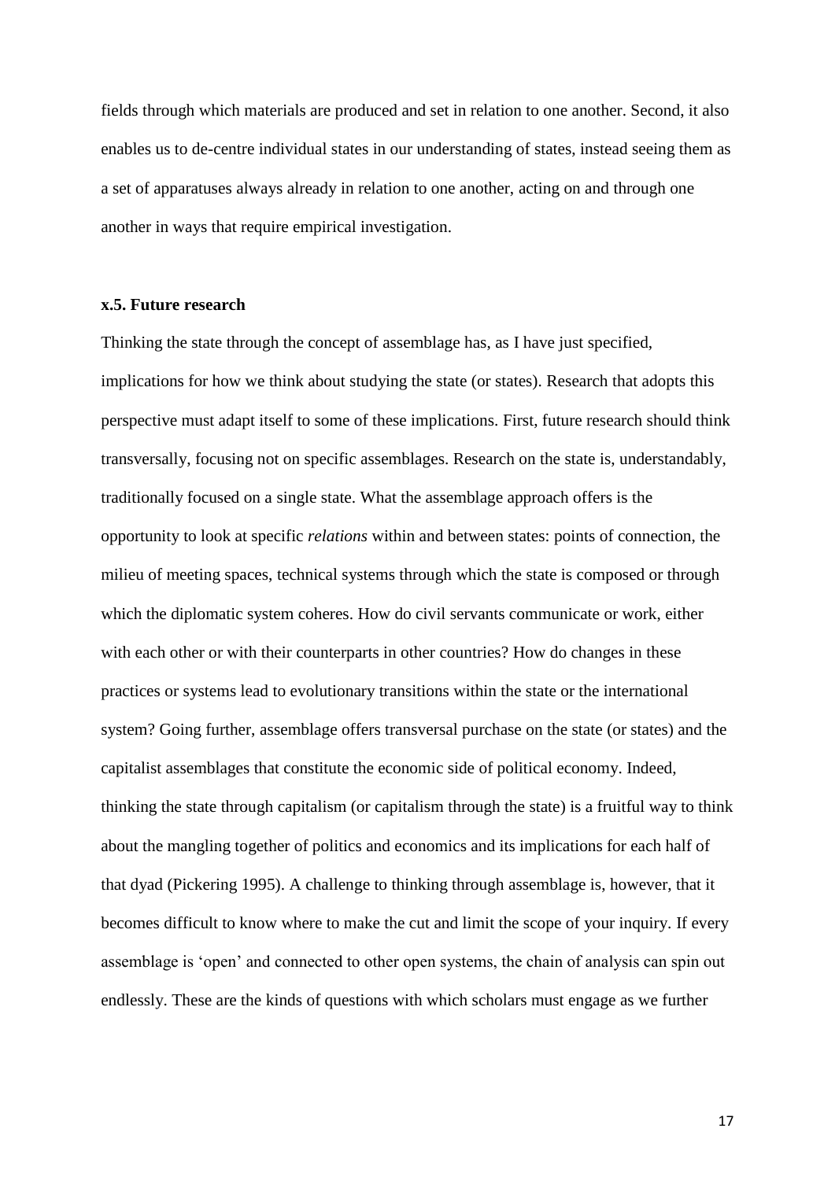fields through which materials are produced and set in relation to one another. Second, it also enables us to de-centre individual states in our understanding of states, instead seeing them as a set of apparatuses always already in relation to one another, acting on and through one another in ways that require empirical investigation.

### x.5. Future research

Thinking the state through the concept of assemblage has, as I have just specified, implications for how we think about studying the state (or states). Research that adopts this perspective must adapt itself to some of these implications. First, future research should think transversally, focusing not on specific assemblages. Research on the state is, understandably, traditionally focused on a single state. What the assemblage approach offers is the opportunity to look at specific *relations* within and between states: points of connection, the milieu of meeting spaces, technical systems through which the state is composed or through which the diplomatic system coheres. How do civil servants communicate or work, either with each other or with their counterparts in other countries? How do changes in these practices or systems lead to evolutionary transitions within the state or the international system? Going further, assemblage offers transversal purchase on the state (or states) and the capitalist assemblages that constitute the economic side of political economy. Indeed, thinking the state through capitalism (or capitalism through the state) is a fruitful way to think about the mangling together of politics and economics and its implications for each half of that dyad (Pickering 1995). A challenge to thinking through assemblage is, however, that it becomes difficult to know where to make the cut and limit the scope of your inquiry. If every assemblage is 'open' and connected to other open systems, the chain of analysis can spin out endlessly. These are the kinds of questions with which scholars must engage as we further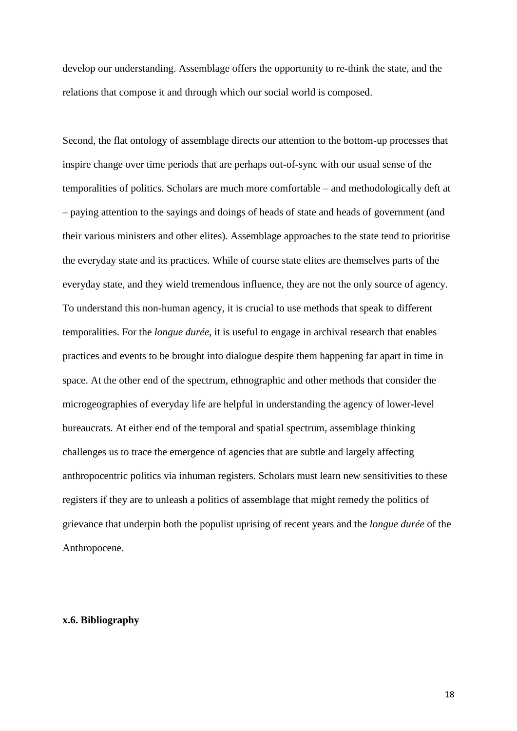develop our understanding. Assemblage offers the opportunity to re-think the state, and the relations that compose it and through which our social world is composed.

Second, the flat ontology of assemblage directs our attention to the bottom-up processes that inspire change over time periods that are perhaps out-of-sync with our usual sense of the temporalities of politics. Scholars are much more comfortable – and methodologically deft at – paying attention to the sayings and doings of heads of state and heads of government (and their various ministers and other elites). Assemblage approaches to the state tend to prioritise the everyday state and its practices. While of course state elites are themselves parts of the everyday state, and they wield tremendous influence, they are not the only source of agency. To understand this non-human agency, it is crucial to use methods that speak to different temporalities. For the *longue durée*, it is useful to engage in archival research that enables practices and events to be brought into dialogue despite them happening far apart in time in space. At the other end of the spectrum, ethnographic and other methods that consider the microgeographies of everyday life are helpful in understanding the agency of lower-level bureaucrats. At either end of the temporal and spatial spectrum, assemblage thinking challenges us to trace the emergence of agencies that are subtle and largely affecting anthropocentric politics via inhuman registers. Scholars must learn new sensitivities to these registers if they are to unleash a politics of assemblage that might remedy the politics of grievance that underpin both the populist uprising of recent years and the *longue durée* of the Anthropocene.

**x.6. Bibliography**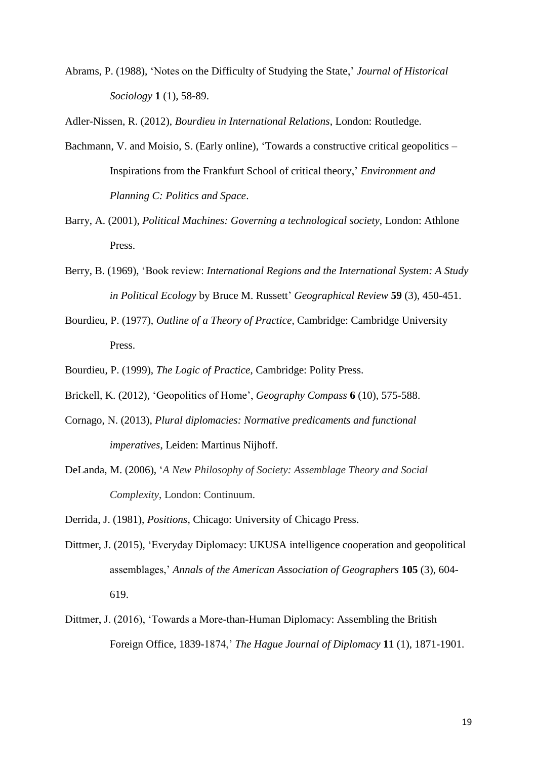Abrams, P. (1988), 'Notes on the Difficulty of Studying the State,' *Journal of Historical Sociology* **1** (1), 58-89.

Adler-Nissen, R. (2012), *Bourdieu in International Relations*, London: Routledge.

Bachmann, V. and Moisio, S. (Early online), 'Towards a constructive critical geopolitics – Inspirations from the Frankfurt School of critical theory,' *Environment and Planning C: Politics and Space*.

Barry, A. (2001), *Political Machines: Governing a technological society*, London: Athlone Press.

Berry, B. (1969), 'Book review: *International Regions and the International System: A Study in Political Ecology* by Bruce M. Russett' *Geographical Review* **59** (3), 450-451.

Bourdieu, P. (1977), *Outline of a Theory of Practice*, Cambridge: Cambridge University Press.

Bourdieu, P. (1999), *The Logic of Practice*, Cambridge: Polity Press.

Brickell, K. (2012), 'Geopolitics of Home', *Geography Compass* **6** (10), 575-588.

Cornago, N. (2013), *Plural diplomacies: Normative predicaments and functional imperatives*, Leiden: Martinus Nijhoff.

DeLanda, M. (2006), '*A New Philosophy of Society: Assemblage Theory and Social Complexity*, London: Continuum.

Derrida, J. (1981), *Positions*, Chicago: University of Chicago Press.

Dittmer, J. (2015), 'Everyday Diplomacy: UKUSA intelligence cooperation and geopolitical assemblages,' *Annals of the American Association of Geographers* **105** (3), 604-619.

Dittmer, J. (2016), 'Towards a More-than-Human Diplomacy: Assembling the British Foreign Office, 1839-1874,' *The Hague Journal of Diplomacy* **11** (1), 1871-1901.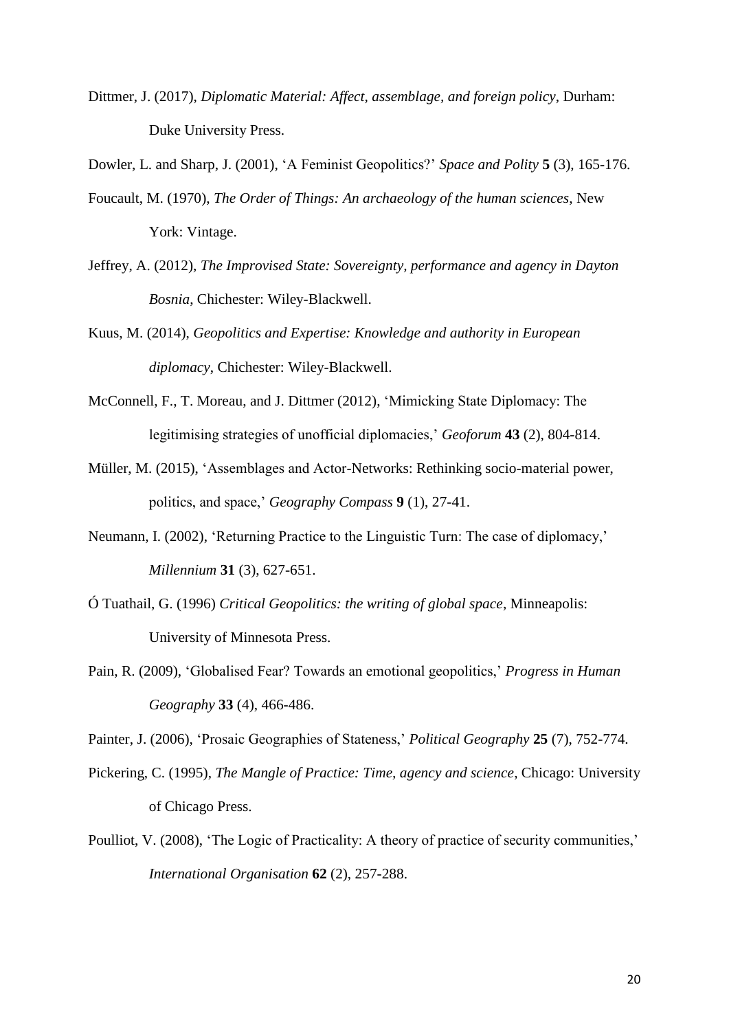Dittmer, J. (2017), *Diplomatic Material: Affect, assemblage, and foreign policy*, Durham: Duke University Press.

Dowler, L. and Sharp, J. (2001), 'A Feminist Geopolitics?' *Space and Polity* **5** (3), 165-176.

Foucault, M. (1970), *The Order of Things: An archaeology of the human sciences*, New York: Vintage.

Jeffrey, A. (2012), *The Improvised State: Sovereignty, performance and agency in Dayton Bosnia*, Chichester: Wiley-Blackwell.

Kuus, M. (2014), *Geopolitics and Expertise: Knowledge and authority in European diplomacy*, Chichester: Wiley-Blackwell.

McConnell, F., T. Moreau, and J. Dittmer (2012), 'Mimicking State Diplomacy: The legitimising strategies of unofficial diplomacies,' *Geoforum* **43** (2), 804-814.

Müller, M. (2015), 'Assemblages and Actor-Networks: Rethinking socio-material power, politics, and space,' *Geography Compass* **9** (1), 27-41.

Neumann, I. (2002), 'Returning Practice to the Linguistic Turn: The case of diplomacy,' *Millennium* **31** (3), 627-651.

Ó Tuathail, G. (1996) *Critical Geopolitics: the writing of global space*, Minneapolis: University of Minnesota Press.

Pain, R. (2009), 'Globalised Fear? Towards an emotional geopolitics,' *Progress in Human Geography* **33** (4), 466-486.

Painter, J. (2006), 'Prosaic Geographies of Stateness,' *Political Geography* **25** (7), 752-774.

Pickering, C. (1995), *The Mangle of Practice: Time, agency and science*, Chicago: University of Chicago Press.

Poulliot, V. (2008), 'The Logic of Practicality: A theory of practice of security communities,' *International Organisation* **62** (2), 257-288.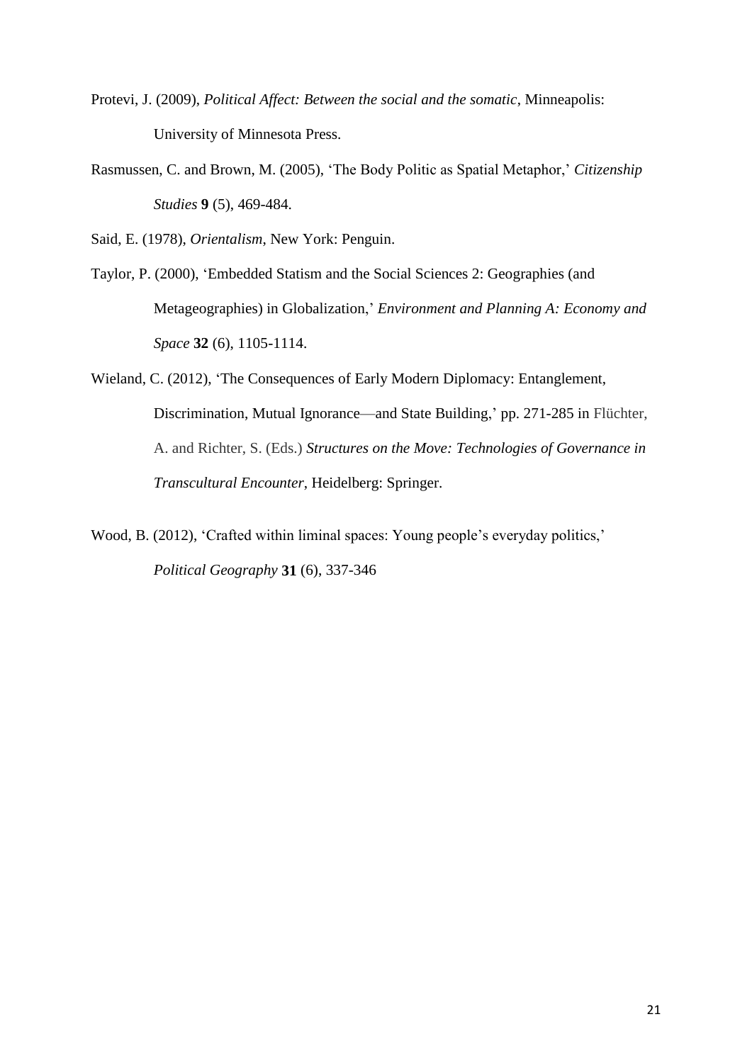Protevi, J. (2009), *Political Affect: Between the social and the somatic*, Minneapolis: University of Minnesota Press.

Rasmussen, C. and Brown, M. (2005), 'The Body Politic as Spatial Metaphor,' *Citizenship Studies* **9** (5), 469-484.

Said, E. (1978), *Orientalism*, New York: Penguin.

Taylor, P. (2000), 'Embedded Statism and the Social Sciences 2: Geographies (and Metageographies) in Globalization,' *Environment and Planning A: Economy and Space* **32** (6), 1105-1114.

Wieland, C. (2012), 'The Consequences of Early Modern Diplomacy: Entanglement, Discrimination, Mutual Ignorance—and State Building,' pp. 271-285 in Flüchter, A. and Richter, S. (Eds.) *Structures on the Move: Technologies of Governance in Transcultural Encounter*, Heidelberg: Springer.

Wood, B. (2012), 'Crafted within liminal spaces: Young people's everyday politics,' *Political Geography* **31** (6), 337-346